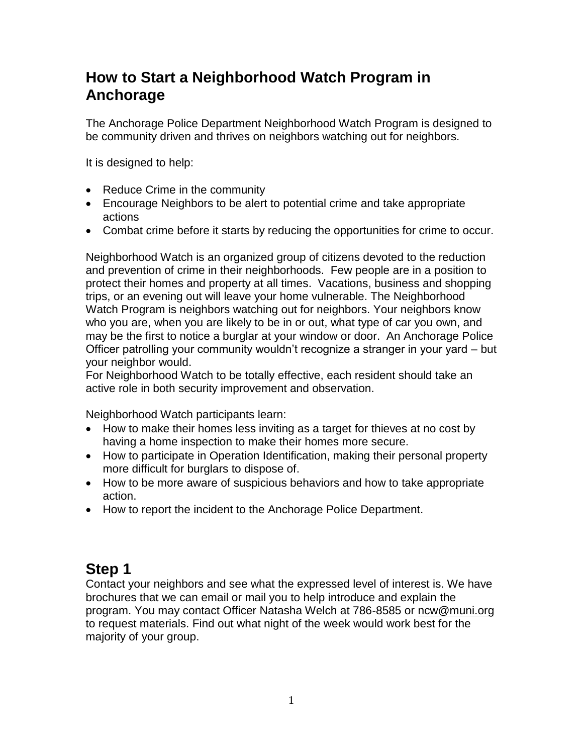# How to Start a Neighborhood Watch Program in Anchorage

The Anchorage Police Department Neighborhood Watch Program is designed to be community driven and thrives on neighbors watching out for neighbors.

It is designed to help:

- Reduce Crime in the community
- Encourage Neighbors to be alert to potential crime and take appropriate actions
- Combat crime before it starts by reducing the opportunities for crime to occur.

Neighborhood Watch is an organized group of citizens devoted to the reduction and prevention of crime in their neighborhoods. Few people are in a position to protect their homes and property at all times. Vacations, business and shopping trips, or an evening out will leave your home vulnerable. The Neighborhood Watch Program is neighbors watching out for neighbors. Your neighbors know who you are, when you are likely to be in or out, what type of car you own, and may be the first to notice a burglar at your window or door. An Anchorage Police Officer patrolling your community wouldn't recognize a stranger in your yard – but your neighbor would.
For Neighborhood Watch to be totally effective, each resident should take an active role in both security improvement and observation.

Neighborhood Watch participants learn:

- How to make their homes less inviting as a target for thieves at no cost by having a home inspection to make their homes more secure.
- How to participate in Operation Identification, making their personal property more difficult for burglars to dispose of.
- How to be more aware of suspicious behaviors and how to take appropriate action.
- How to report the incident to the Anchorage Police Department.

## Step 1

Contact your neighbors and see what the expressed level of interest is. We have brochures that we can email or mail you to help introduce and explain the program. You may contact Officer Natasha Welch at 786-8585 or ncw@muni.org to request materials. Find out what night of the week would work best for the majority of your group.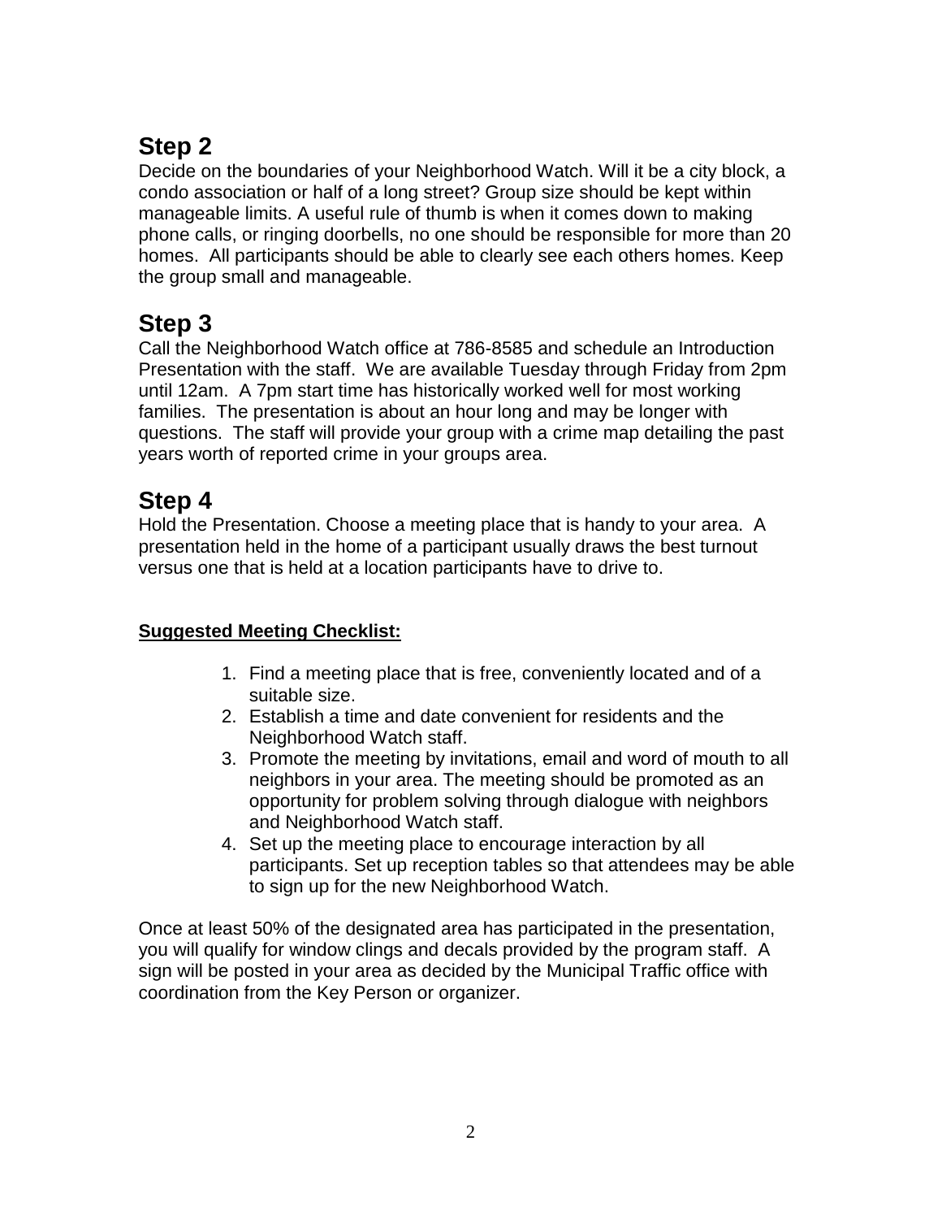## Step 2

Decide on the boundaries of your Neighborhood Watch. Will it be a city block, a condo association or half of a long street? Group size should be kept within manageable limits. A useful rule of thumb is when it comes down to making phone calls, or ringing doorbells, no one should be responsible for more than 20 homes. All participants should be able to clearly see each others homes. Keep the group small and manageable.

## Step 3

Call the Neighborhood Watch office at 786-8585 and schedule an Introduction Presentation with the staff. We are available Tuesday through Friday from 2pm until 12am. A 7pm start time has historically worked well for most working families. The presentation is about an hour long and may be longer with questions. The staff will provide your group with a crime map detailing the past years worth of reported crime in your groups area.

## Step 4

Hold the Presentation. Choose a meeting place that is handy to your area. A presentation held in the home of a participant usually draws the best turnout versus one that is held at a location participants have to drive to.

**Suggested Meeting Checklist:**

1. Find a meeting place that is free, conveniently located and of a suitable size.
2. Establish a time and date convenient for residents and the Neighborhood Watch staff.
3. Promote the meeting by invitations, email and word of mouth to all neighbors in your area. The meeting should be promoted as an opportunity for problem solving through dialogue with neighbors and Neighborhood Watch staff.
4. Set up the meeting place to encourage interaction by all participants. Set up reception tables so that attendees may be able to sign up for the new Neighborhood Watch.

Once at least 50% of the designated area has participated in the presentation, you will qualify for window clings and decals provided by the program staff. A sign will be posted in your area as decided by the Municipal Traffic office with coordination from the Key Person or organizer.